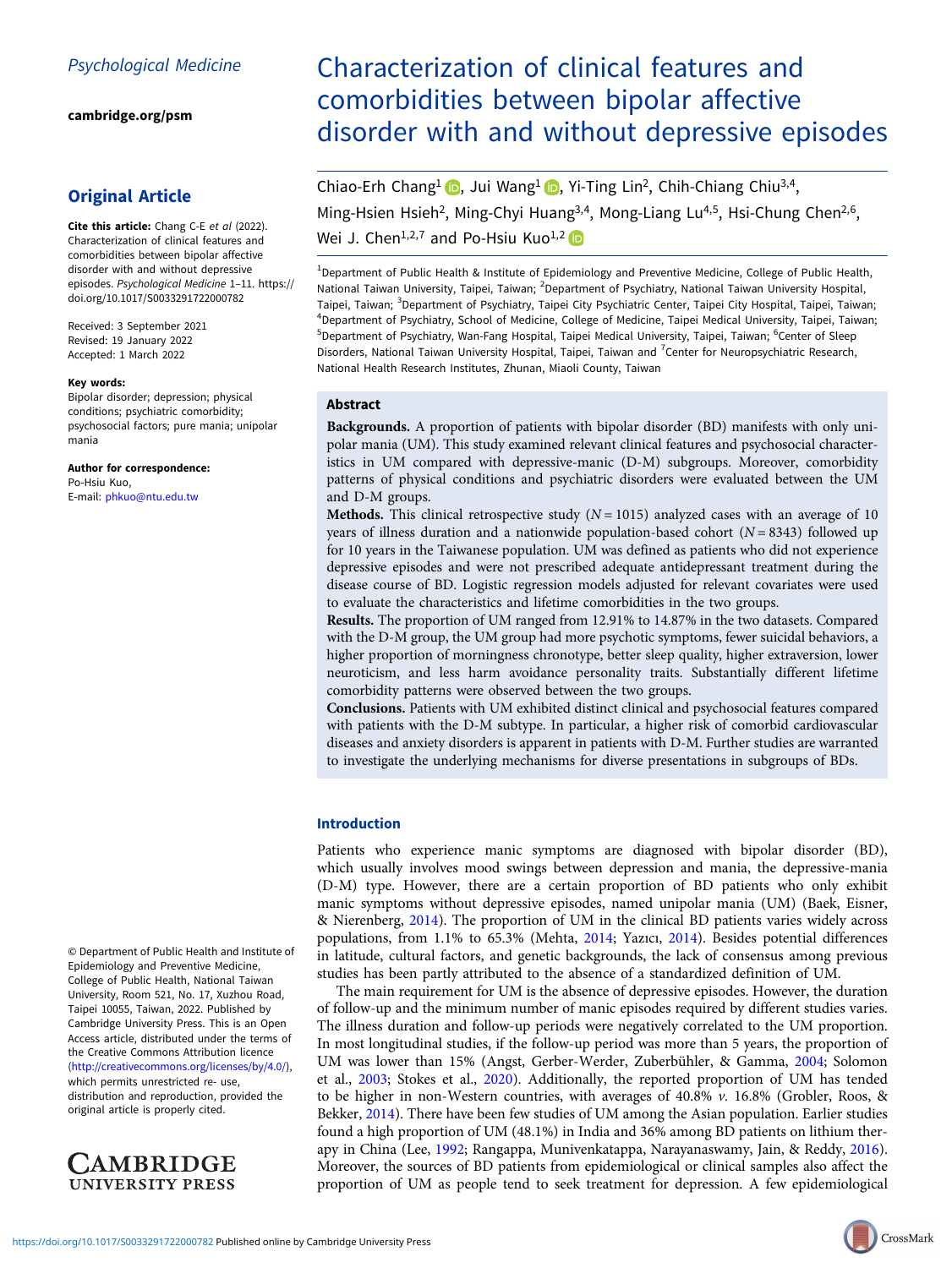Psychological Medicine

cambridge.org/psm

## Original Article

**Cite this article:** Chang C-E *et al* (2022). Characterization of clinical features and comorbidities between bipolar affective disorder with and without depressive episodes. *Psychological Medicine* 1–11. https://doi.org/10.1017/S0033291722000782

Received: 3 September 2021
Revised: 19 January 2022
Accepted: 1 March 2022

**Key words:**
Bipolar disorder; depression; physical conditions; psychiatric comorbidity; psychosocial factors; pure mania; unipolar mania

**Author for correspondence:**
Po-Hsiu Kuo,
E-mail: phkuo@ntu.edu.tw

© Department of Public Health and Institute of Epidemiology and Preventive Medicine, College of Public Health, National Taiwan University, Room 521, No. 17, Xuzhou Road, Taipei 10055, Taiwan, 2022. Published by Cambridge University Press. This is an Open Access article, distributed under the terms of the Creative Commons Attribution licence (http://creativecommons.org/licenses/by/4.0/), which permits unrestricted re- use, distribution and reproduction, provided the original article is properly cited.

# Characterization of clinical features and comorbidities between bipolar affective disorder with and without depressive episodes

Chiao-Erh Chang[1], Jui Wang[1], Yi-Ting Lin[2], Chih-Chiang Chiu[3,4], Ming-Hsien Hsieh[2], Ming-Chyi Huang[3,4], Mong-Liang Lu[4,5], Hsi-Chung Chen[2,6], Wei J. Chen[1,2,7] and Po-Hsiu Kuo[1,2]

[1]Department of Public Health & Institute of Epidemiology and Preventive Medicine, College of Public Health, National Taiwan University, Taipei, Taiwan; [2]Department of Psychiatry, National Taiwan University Hospital, Taipei, Taiwan; [3]Department of Psychiatry, Taipei City Psychiatric Center, Taipei City Hospital, Taipei, Taiwan; [4]Department of Psychiatry, School of Medicine, College of Medicine, Taipei Medical University, Taipei, Taiwan; [5]Department of Psychiatry, Wan-Fang Hospital, Taipei Medical University, Taipei, Taiwan; [6]Center of Sleep Disorders, National Taiwan University Hospital, Taipei, Taiwan and [7]Center for Neuropsychiatric Research, National Health Research Institutes, Zhunan, Miaoli County, Taiwan

## Abstract

**Backgrounds.** A proportion of patients with bipolar disorder (BD) manifests with only unipolar mania (UM). This study examined relevant clinical features and psychosocial characteristics in UM compared with depressive-manic (D-M) subgroups. Moreover, comorbidity patterns of physical conditions and psychiatric disorders were evaluated between the UM and D-M groups.

**Methods.** This clinical retrospective study ($N = 1015$) analyzed cases with an average of 10 years of illness duration and a nationwide population-based cohort ($N = 8343$) followed up for 10 years in the Taiwanese population. UM was defined as patients who did not experience depressive episodes and were not prescribed adequate antidepressant treatment during the disease course of BD. Logistic regression models adjusted for relevant covariates were used to evaluate the characteristics and lifetime comorbidities in the two groups.

**Results.** The proportion of UM ranged from 12.91% to 14.87% in the two datasets. Compared with the D-M group, the UM group had more psychotic symptoms, fewer suicidal behaviors, a higher proportion of morningness chronotype, better sleep quality, higher extraversion, lower neuroticism, and less harm avoidance personality traits. Substantially different lifetime comorbidity patterns were observed between the two groups.

**Conclusions.** Patients with UM exhibited distinct clinical and psychosocial features compared with patients with the D-M subtype. In particular, a higher risk of comorbid cardiovascular diseases and anxiety disorders is apparent in patients with D-M. Further studies are warranted to investigate the underlying mechanisms for diverse presentations in subgroups of BDs.

## Introduction

Patients who experience manic symptoms are diagnosed with bipolar disorder (BD), which usually involves mood swings between depression and mania, the depressive-mania (D-M) type. However, there are a certain proportion of BD patients who only exhibit manic symptoms without depressive episodes, named unipolar mania (UM) (Baek, Eisner, & Nierenberg, 2014). The proportion of UM in the clinical BD patients varies widely across populations, from 1.1% to 65.3% (Mehta, 2014; Yazıcı, 2014). Besides potential differences in latitude, cultural factors, and genetic backgrounds, the lack of consensus among previous studies has been partly attributed to the absence of a standardized definition of UM.

The main requirement for UM is the absence of depressive episodes. However, the duration of follow-up and the minimum number of manic episodes required by different studies varies. The illness duration and follow-up periods were negatively correlated to the UM proportion. In most longitudinal studies, if the follow-up period was more than 5 years, the proportion of UM was lower than 15% (Angst, Gerber-Werder, Zuberbühler, & Gamma, 2004; Solomon et al., 2003; Stokes et al., 2020). Additionally, the reported proportion of UM has tended to be higher in non-Western countries, with averages of 40.8% *v.* 16.8% (Grobler, Roos, & Bekker, 2014). There have been few studies of UM among the Asian population. Earlier studies found a high proportion of UM (48.1%) in India and 36% among BD patients on lithium therapy in China (Lee, 1992; Rangappa, Munivenkatappa, Narayanaswamy, Jain, & Reddy, 2016). Moreover, the sources of BD patients from epidemiological or clinical samples also affect the proportion of UM as people tend to seek treatment for depression. A few epidemiological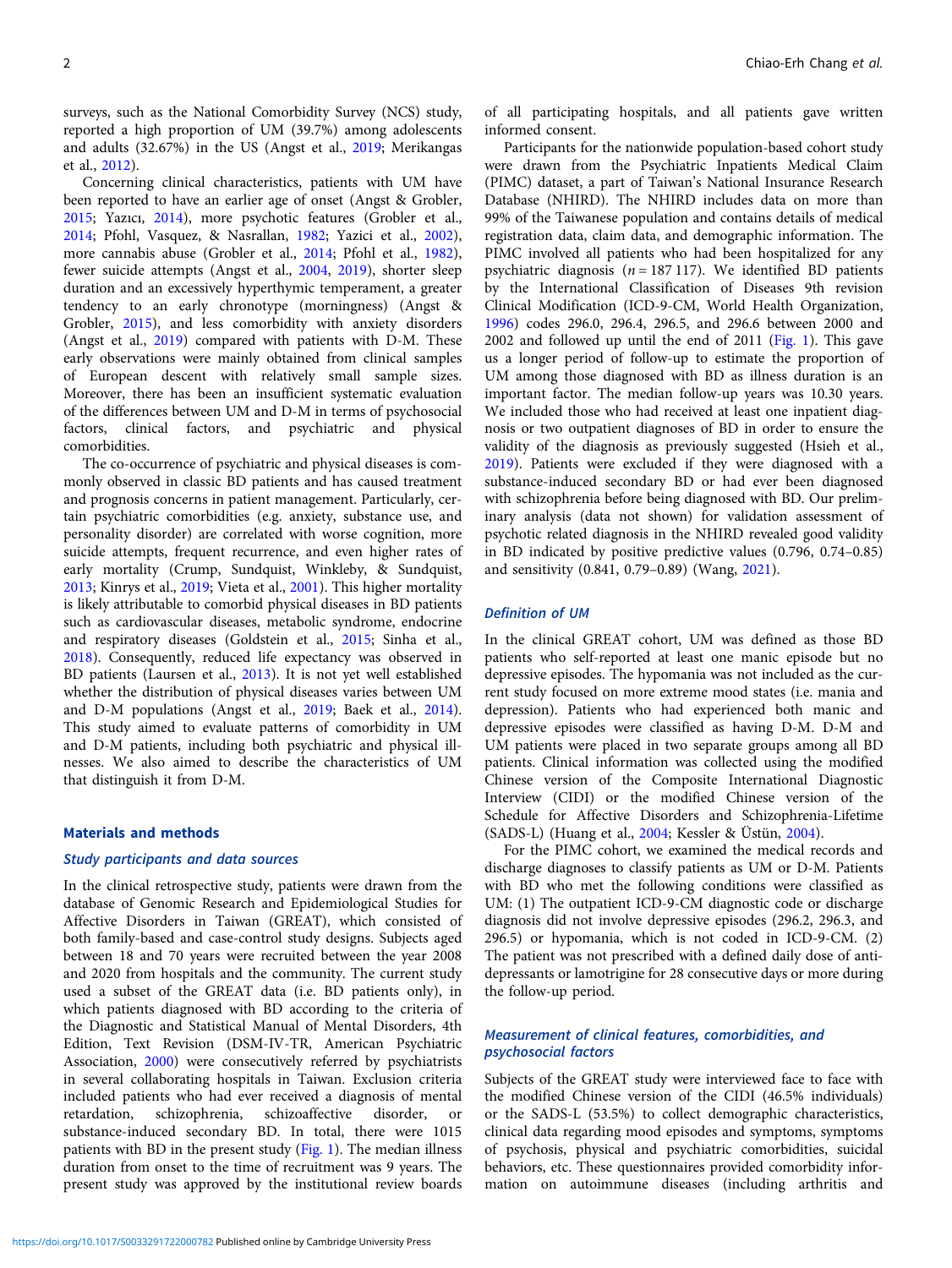surveys, such as the National Comorbidity Survey (NCS) study, reported a high proportion of UM (39.7%) among adolescents and adults (32.67%) in the US (Angst et al., 2019; Merikangas et al., 2012).

Concerning clinical characteristics, patients with UM have been reported to have an earlier age of onset (Angst & Grobler, 2015; Yazıcı, 2014), more psychotic features (Grobler et al., 2014; Pfohl, Vasquez, & Nasrallan, 1982; Yazici et al., 2002), more cannabis abuse (Grobler et al., 2014; Pfohl et al., 1982), fewer suicide attempts (Angst et al., 2004, 2019), shorter sleep duration and an excessively hyperthymic temperament, a greater tendency to an early chronotype (morningness) (Angst & Grobler, 2015), and less comorbidity with anxiety disorders (Angst et al., 2019) compared with patients with D-M. These early observations were mainly obtained from clinical samples of European descent with relatively small sample sizes. Moreover, there has been an insufficient systematic evaluation of the differences between UM and D-M in terms of psychosocial factors, clinical factors, and psychiatric and physical comorbidities.

The co-occurrence of psychiatric and physical diseases is commonly observed in classic BD patients and has caused treatment and prognosis concerns in patient management. Particularly, certain psychiatric comorbidities (e.g. anxiety, substance use, and personality disorder) are correlated with worse cognition, more suicide attempts, frequent recurrence, and even higher rates of early mortality (Crump, Sundquist, Winkleby, & Sundquist, 2013; Kinrys et al., 2019; Vieta et al., 2001). This higher mortality is likely attributable to comorbid physical diseases in BD patients such as cardiovascular diseases, metabolic syndrome, endocrine and respiratory diseases (Goldstein et al., 2015; Sinha et al., 2018). Consequently, reduced life expectancy was observed in BD patients (Laursen et al., 2013). It is not yet well established whether the distribution of physical diseases varies between UM and D-M populations (Angst et al., 2019; Baek et al., 2014). This study aimed to evaluate patterns of comorbidity in UM and D-M patients, including both psychiatric and physical illnesses. We also aimed to describe the characteristics of UM that distinguish it from D-M.

## Materials and methods

### Study participants and data sources

In the clinical retrospective study, patients were drawn from the database of Genomic Research and Epidemiological Studies for Affective Disorders in Taiwan (GREAT), which consisted of both family-based and case-control study designs. Subjects aged between 18 and 70 years were recruited between the year 2008 and 2020 from hospitals and the community. The current study used a subset of the GREAT data (i.e. BD patients only), in which patients diagnosed with BD according to the criteria of the Diagnostic and Statistical Manual of Mental Disorders, 4th Edition, Text Revision (DSM-IV-TR, American Psychiatric Association, 2000) were consecutively referred by psychiatrists in several collaborating hospitals in Taiwan. Exclusion criteria included patients who had ever received a diagnosis of mental retardation, schizophrenia, schizoaffective disorder, or substance-induced secondary BD. In total, there were 1015 patients with BD in the present study (Fig. 1). The median illness duration from onset to the time of recruitment was 9 years. The present study was approved by the institutional review boards of all participating hospitals, and all patients gave written informed consent.

Participants for the nationwide population-based cohort study were drawn from the Psychiatric Inpatients Medical Claim (PIMC) dataset, a part of Taiwan's National Insurance Research Database (NHIRD). The NHIRD includes data on more than 99% of the Taiwanese population and contains details of medical registration data, claim data, and demographic information. The PIMC involved all patients who had been hospitalized for any psychiatric diagnosis ($n = 187\,117$). We identified BD patients by the International Classification of Diseases 9th revision Clinical Modification (ICD-9-CM, World Health Organization, 1996) codes 296.0, 296.4, 296.5, and 296.6 between 2000 and 2002 and followed up until the end of 2011 (Fig. 1). This gave us a longer period of follow-up to estimate the proportion of UM among those diagnosed with BD as illness duration is an important factor. The median follow-up years was 10.30 years. We included those who had received at least one inpatient diagnosis or two outpatient diagnoses of BD in order to ensure the validity of the diagnosis as previously suggested (Hsieh et al., 2019). Patients were excluded if they were diagnosed with a substance-induced secondary BD or had ever been diagnosed with schizophrenia before being diagnosed with BD. Our preliminary analysis (data not shown) for validation assessment of psychotic related diagnosis in the NHIRD revealed good validity in BD indicated by positive predictive values (0.796, 0.74–0.85) and sensitivity (0.841, 0.79–0.89) (Wang, 2021).

### Definition of UM

In the clinical GREAT cohort, UM was defined as those BD patients who self-reported at least one manic episode but no depressive episodes. The hypomania was not included as the current study focused on more extreme mood states (i.e. mania and depression). Patients who had experienced both manic and depressive episodes were classified as having D-M. D-M and UM patients were placed in two separate groups among all BD patients. Clinical information was collected using the modified Chinese version of the Composite International Diagnostic Interview (CIDI) or the modified Chinese version of the Schedule for Affective Disorders and Schizophrenia-Lifetime (SADS-L) (Huang et al., 2004; Kessler & Üstün, 2004).

For the PIMC cohort, we examined the medical records and discharge diagnoses to classify patients as UM or D-M. Patients with BD who met the following conditions were classified as UM: (1) The outpatient ICD-9-CM diagnostic code or discharge diagnosis did not involve depressive episodes (296.2, 296.3, and 296.5) or hypomania, which is not coded in ICD-9-CM. (2) The patient was not prescribed with a defined daily dose of antidepressants or lamotrigine for 28 consecutive days or more during the follow-up period.

### Measurement of clinical features, comorbidities, and psychosocial factors

Subjects of the GREAT study were interviewed face to face with the modified Chinese version of the CIDI (46.5% individuals) or the SADS-L (53.5%) to collect demographic characteristics, clinical data regarding mood episodes and symptoms, symptoms of psychosis, physical and psychiatric comorbidities, suicidal behaviors, etc. These questionnaires provided comorbidity information on autoimmune diseases (including arthritis and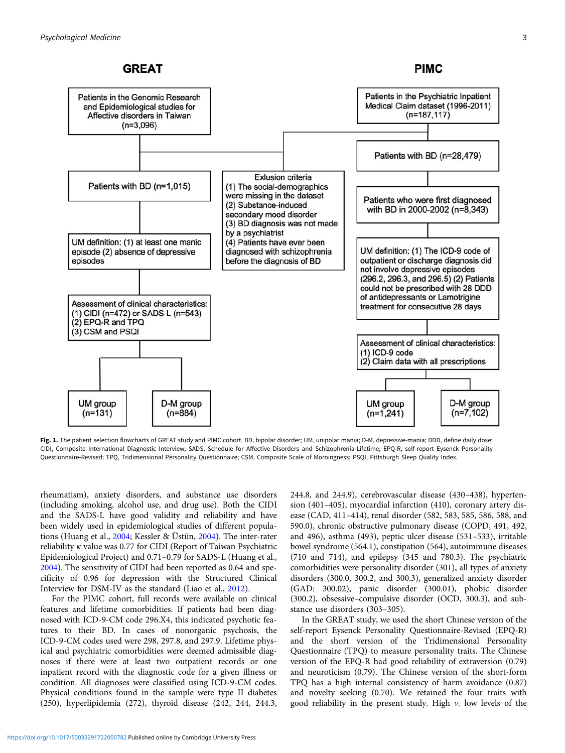**GREAT**

- Patients in the Genomic Research and Epidemiological studies for Affective disorders in Taiwan (n=3,096)
- Patients with BD (n=1,015)
- UM definition: (1) at least one manic episode (2) absence of depressive episodes
- Assessment of clinical characteristics: (1) CIDI (n=472) or SADS-L (n=543) (2) EPQ-R and TPQ (3) CSM and PSQI
- UM group (n=131)
- D-M group (n=884)

**Exlusion criteria**
(1) The social-demographics were missing in the dataset
(2) Substance-induced secondary mood disorder
(3) BD diagnosis was not made by a psychiatrist
(4) Patients have ever been diagnosed with schizophrenia before the diagnosis of BD

**PIMC**

- Patients in the Psychiatric Inpatient Medical Claim dataset (1996-2011) (n=187,117)
- Patients with BD (n=28,479)
- Patients who were first diagnosed with BD in 2000-2002 (n=8,343)
- UM definition: (1) The ICD-9 code of outpatient or discharge diagnosis did not involve depressive episodes (296.2, 296.3, and 296.5) (2) Patients could not be prescribed with 28 DDD of antidepressants or Lamotrigine treatment for consecutive 28 days
- Assessment of clinical characteristics: (1) ICD-9 code (2) Claim data with all prescriptions
- UM group (n=1,241)
- D-M group (n=7,102)

**Fig. 1.** The patient selection flowcharts of GREAT study and PIMC cohort. BD, bipolar disorder; UM, unipolar mania; D-M, depressive-mania; DDD, define daily dose; CIDI, Composite International Diagnostic Interview; SADS, Schedule for Affective Disorders and Schizophrenia-Lifetime; EPQ-R, self-report Eysenck Personality Questionnaire-Revised; TPQ, Tridimensional Personality Questionnaire; CSM, Composite Scale of Morningness; PSQI, Pittsburgh Sleep Quality Index.

rheumatism), anxiety disorders, and substance use disorders (including smoking, alcohol use, and drug use). Both the CIDI and the SADS-L have good validity and reliability and have been widely used in epidemiological studies of different populations (Huang et al., 2004; Kessler & Üstün, 2004). The inter-rater reliability $\kappa$ value was 0.77 for CIDI (Report of Taiwan Psychiatric Epidemiological Project) and 0.71–0.79 for SADS-L (Huang et al., 2004). The sensitivity of CIDI had been reported as 0.64 and specificity of 0.96 for depression with the Structured Clinical Interview for DSM-IV as the standard (Liao et al., 2012).

For the PIMC cohort, full records were available on clinical features and lifetime comorbidities. If patients had been diagnosed with ICD-9-CM code 296.X4, this indicated psychotic features to their BD. In cases of nonorganic psychosis, the ICD-9-CM codes used were 298, 297.8, and 297.9. Lifetime physical and psychiatric comorbidities were deemed admissible diagnoses if there were at least two outpatient records or one inpatient record with the diagnostic code for a given illness or condition. All diagnoses were classified using ICD-9-CM codes. Physical conditions found in the sample were type II diabetes (250), hyperlipidemia (272), thyroid disease (242, 244, 244.3, 244.8, and 244.9), cerebrovascular disease (430–438), hypertension (401–405), myocardial infarction (410), coronary artery disease (CAD, 411–414), renal disorder (582, 583, 585, 586, 588, and 590.0), chronic obstructive pulmonary disease (COPD, 491, 492, and 496), asthma (493), peptic ulcer disease (531–533), irritable bowel syndrome (564.1), constipation (564), autoimmune diseases (710 and 714), and epilepsy (345 and 780.3). The psychiatric comorbidities were personality disorder (301), all types of anxiety disorders (300.0, 300.2, and 300.3), generalized anxiety disorder (GAD: 300.02), panic disorder (300.01), phobic disorder (300.2), obsessive–compulsive disorder (OCD, 300.3), and substance use disorders (303–305).

In the GREAT study, we used the short Chinese version of the self-report Eysenck Personality Questionnaire-Revised (EPQ-R) and the short version of the Tridimensional Personality Questionnaire (TPQ) to measure personality traits. The Chinese version of the EPQ-R had good reliability of extraversion (0.79) and neuroticism (0.79). The Chinese version of the short-form TPQ has a high internal consistency of harm avoidance (0.87) and novelty seeking (0.70). We retained the four traits with good reliability in the present study. High *v.* low levels of the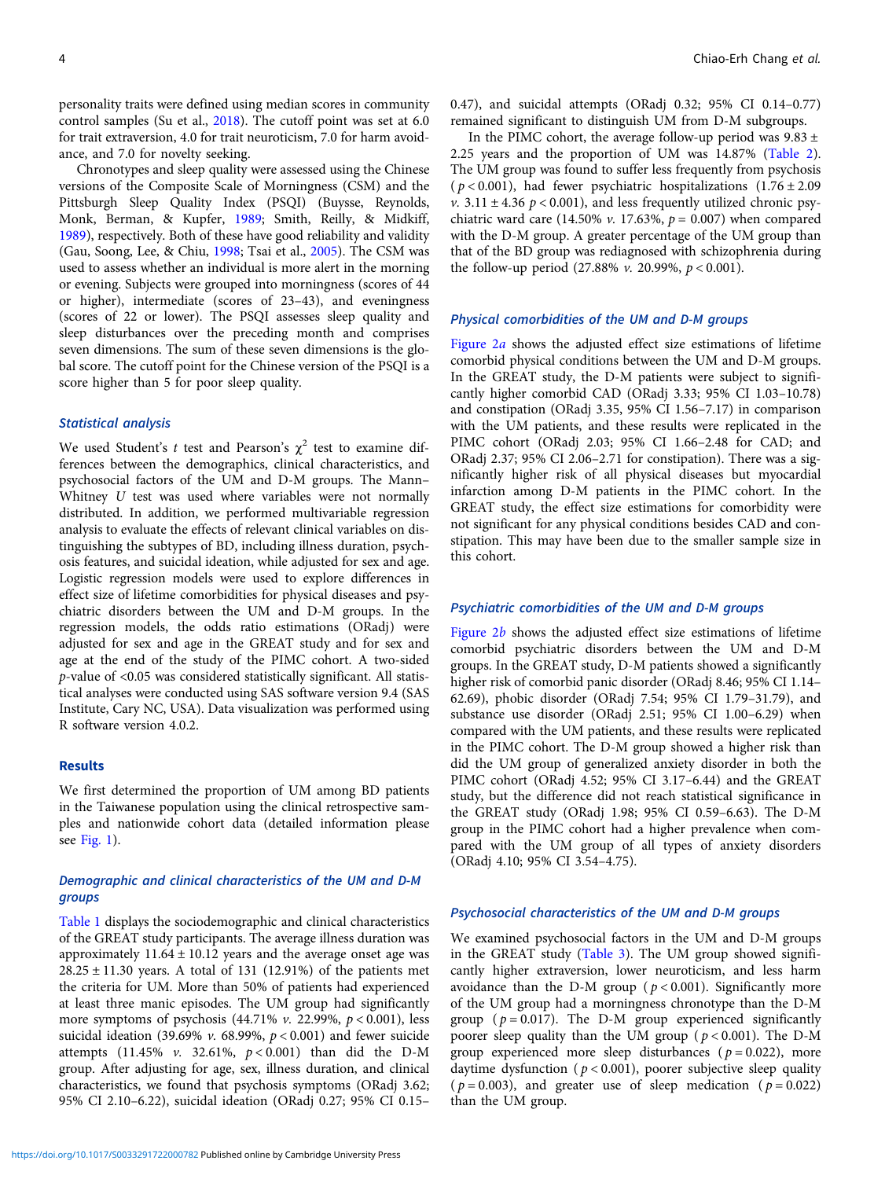personality traits were defined using median scores in community control samples (Su et al., 2018). The cutoff point was set at 6.0 for trait extraversion, 4.0 for trait neuroticism, 7.0 for harm avoidance, and 7.0 for novelty seeking.

Chronotypes and sleep quality were assessed using the Chinese versions of the Composite Scale of Morningness (CSM) and the Pittsburgh Sleep Quality Index (PSQI) (Buysse, Reynolds, Monk, Berman, & Kupfer, 1989; Smith, Reilly, & Midkiff, 1989), respectively. Both of these have good reliability and validity (Gau, Soong, Lee, & Chiu, 1998; Tsai et al., 2005). The CSM was used to assess whether an individual is more alert in the morning or evening. Subjects were grouped into morningness (scores of 44 or higher), intermediate (scores of 23–43), and eveningness (scores of 22 or lower). The PSQI assesses sleep quality and sleep disturbances over the preceding month and comprises seven dimensions. The sum of these seven dimensions is the global score. The cutoff point for the Chinese version of the PSQI is a score higher than 5 for poor sleep quality.

### Statistical analysis

We used Student's $t$ test and Pearson's $\chi^2$ test to examine differences between the demographics, clinical characteristics, and psychosocial factors of the UM and D-M groups. The Mann–Whitney $U$ test was used where variables were not normally distributed. In addition, we performed multivariable regression analysis to evaluate the effects of relevant clinical variables on distinguishing the subtypes of BD, including illness duration, psychosis features, and suicidal ideation, while adjusted for sex and age. Logistic regression models were used to explore differences in effect size of lifetime comorbidities for physical diseases and psychiatric disorders between the UM and D-M groups. In the regression models, the odds ratio estimations (ORadj) were adjusted for sex and age in the GREAT study and for sex and age at the end of the study of the PIMC cohort. A two-sided $p$-value of <0.05 was considered statistically significant. All statistical analyses were conducted using SAS software version 9.4 (SAS Institute, Cary NC, USA). Data visualization was performed using R software version 4.0.2.

## Results

We first determined the proportion of UM among BD patients in the Taiwanese population using the clinical retrospective samples and nationwide cohort data (detailed information please see Fig. 1).

### Demographic and clinical characteristics of the UM and D-M groups

Table 1 displays the sociodemographic and clinical characteristics of the GREAT study participants. The average illness duration was approximately 11.64 ± 10.12 years and the average onset age was 28.25 ± 11.30 years. A total of 131 (12.91%) of the patients met the criteria for UM. More than 50% of patients had experienced at least three manic episodes. The UM group had significantly more symptoms of psychosis (44.71% *v.* 22.99%, $p < 0.001$), less suicidal ideation (39.69% *v.* 68.99%, $p < 0.001$) and fewer suicide attempts (11.45% *v.* 32.61%, $p < 0.001$) than did the D-M group. After adjusting for age, sex, illness duration, and clinical characteristics, we found that psychosis symptoms (ORadj 3.62; 95% CI 2.10–6.22), suicidal ideation (ORadj 0.27; 95% CI 0.15–0.47), and suicidal attempts (ORadj 0.32; 95% CI 0.14–0.77) remained significant to distinguish UM from D-M subgroups.

In the PIMC cohort, the average follow-up period was 9.83 ± 2.25 years and the proportion of UM was 14.87% (Table 2). The UM group was found to suffer less frequently from psychosis ($p < 0.001$), had fewer psychiatric hospitalizations (1.76 ± 2.09 *v.* 3.11 ± 4.36 $p < 0.001$), and less frequently utilized chronic psychiatric ward care (14.50% *v.* 17.63%, $p = 0.007$) when compared with the D-M group. A greater percentage of the UM group than that of the BD group was rediagnosed with schizophrenia during the follow-up period (27.88% *v.* 20.99%, $p < 0.001$).

### Physical comorbidities of the UM and D-M groups

Figure 2*a* shows the adjusted effect size estimations of lifetime comorbid physical conditions between the UM and D-M groups. In the GREAT study, the D-M patients were subject to significantly higher comorbid CAD (ORadj 3.33; 95% CI 1.03–10.78) and constipation (ORadj 3.35, 95% CI 1.56–7.17) in comparison with the UM patients, and these results were replicated in the PIMC cohort (ORadj 2.03; 95% CI 1.66–2.48 for CAD; and ORadj 2.37; 95% CI 2.06–2.71 for constipation). There was a significantly higher risk of all physical diseases but myocardial infarction among D-M patients in the PIMC cohort. In the GREAT study, the effect size estimations for comorbidity were not significant for any physical conditions besides CAD and constipation. This may have been due to the smaller sample size in this cohort.

### Psychiatric comorbidities of the UM and D-M groups

Figure 2*b* shows the adjusted effect size estimations of lifetime comorbid psychiatric disorders between the UM and D-M groups. In the GREAT study, D-M patients showed a significantly higher risk of comorbid panic disorder (ORadj 8.46; 95% CI 1.14–62.69), phobic disorder (ORadj 7.54; 95% CI 1.79–31.79), and substance use disorder (ORadj 2.51; 95% CI 1.00–6.29) when compared with the UM patients, and these results were replicated in the PIMC cohort. The D-M group showed a higher risk than did the UM group of generalized anxiety disorder in both the PIMC cohort (ORadj 4.52; 95% CI 3.17–6.44) and the GREAT study, but the difference did not reach statistical significance in the GREAT study (ORadj 1.98; 95% CI 0.59–6.63). The D-M group in the PIMC cohort had a higher prevalence when compared with the UM group of all types of anxiety disorders (ORadj 4.10; 95% CI 3.54–4.75).

### Psychosocial characteristics of the UM and D-M groups

We examined psychosocial factors in the UM and D-M groups in the GREAT study (Table 3). The UM group showed significantly higher extraversion, lower neuroticism, and less harm avoidance than the D-M group ($p < 0.001$). Significantly more of the UM group had a morningness chronotype than the D-M group ($p = 0.017$). The D-M group experienced significantly poorer sleep quality than the UM group ($p < 0.001$). The D-M group experienced more sleep disturbances ($p = 0.022$), more daytime dysfunction ($p < 0.001$), poorer subjective sleep quality ($p = 0.003$), and greater use of sleep medication ($p = 0.022$) than the UM group.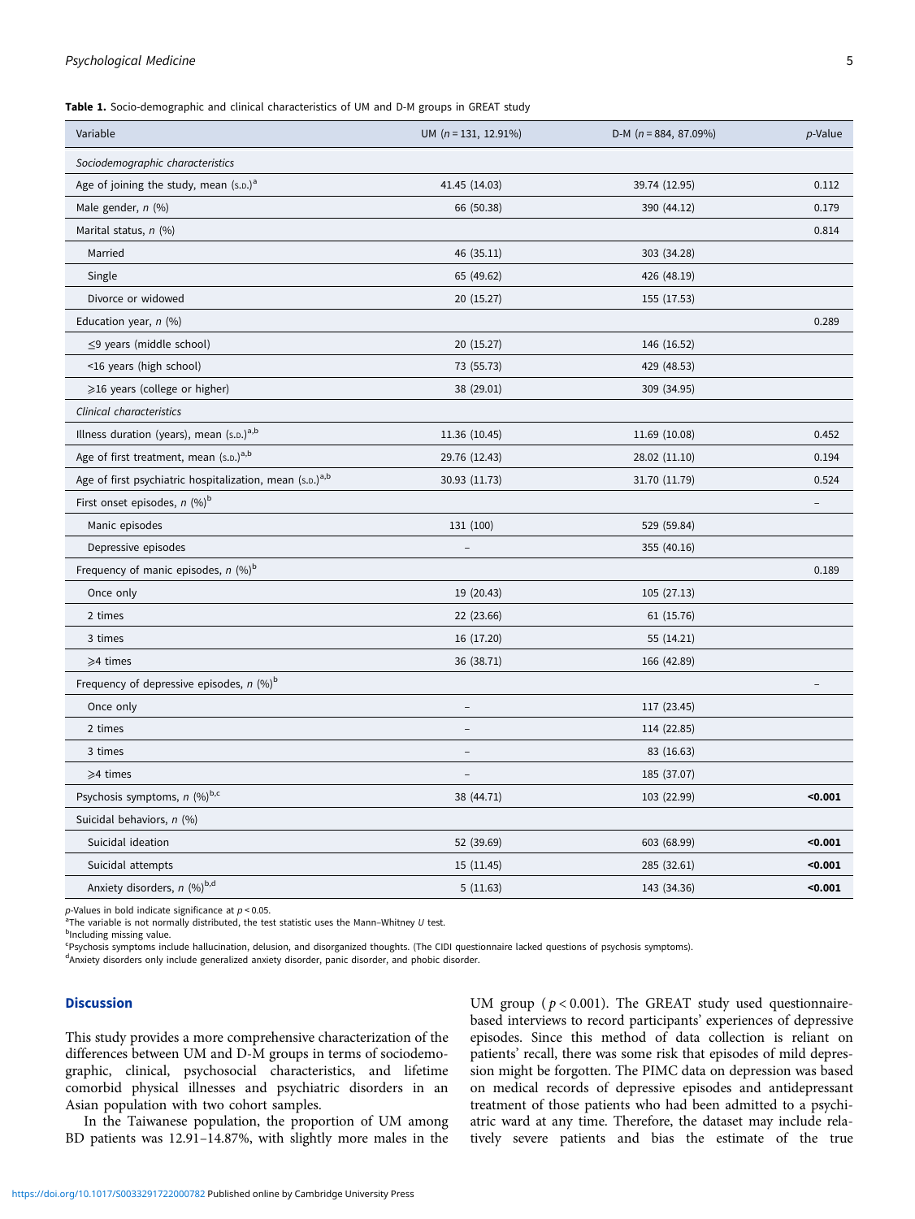**Table 1.** Socio-demographic and clinical characteristics of UM and D-M groups in GREAT study

| Variable | UM ($n$ = 131, 12.91%) | D-M ($n$ = 884, 87.09%) | $p$-Value |
|---|---|---|---|
| *Sociodemographic characteristics* | | | |
| Age of joining the study, mean (S.D.)[a] | 41.45 (14.03) | 39.74 (12.95) | 0.112 |
| Male gender, $n$ (%) | 66 (50.38) | 390 (44.12) | 0.179 |
| Marital status, $n$ (%) | | | 0.814 |
| Married | 46 (35.11) | 303 (34.28) | |
| Single | 65 (49.62) | 426 (48.19) | |
| Divorce or widowed | 20 (15.27) | 155 (17.53) | |
| Education year, $n$ (%) | | | 0.289 |
| ≤9 years (middle school) | 20 (15.27) | 146 (16.52) | |
| <16 years (high school) | 73 (55.73) | 429 (48.53) | |
| ⩾16 years (college or higher) | 38 (29.01) | 309 (34.95) | |
| *Clinical characteristics* | | | |
| Illness duration (years), mean (S.D.)[a,b] | 11.36 (10.45) | 11.69 (10.08) | 0.452 |
| Age of first treatment, mean (S.D.)[a,b] | 29.76 (12.43) | 28.02 (11.10) | 0.194 |
| Age of first psychiatric hospitalization, mean (S.D.)[a,b] | 30.93 (11.73) | 31.70 (11.79) | 0.524 |
| First onset episodes, $n$ (%)[b] | | | – |
| Manic episodes | 131 (100) | 529 (59.84) | |
| Depressive episodes | – | 355 (40.16) | |
| Frequency of manic episodes, $n$ (%)[b] | | | 0.189 |
| Once only | 19 (20.43) | 105 (27.13) | |
| 2 times | 22 (23.66) | 61 (15.76) | |
| 3 times | 16 (17.20) | 55 (14.21) | |
| ⩾4 times | 36 (38.71) | 166 (42.89) | |
| Frequency of depressive episodes, $n$ (%)[b] | | | – |
| Once only | – | 117 (23.45) | |
| 2 times | – | 114 (22.85) | |
| 3 times | – | 83 (16.63) | |
| ⩾4 times | – | 185 (37.07) | |
| Psychosis symptoms, $n$ (%)[b,c] | 38 (44.71) | 103 (22.99) | **<0.001** |
| Suicidal behaviors, $n$ (%) | | | |
| Suicidal ideation | 52 (39.69) | 603 (68.99) | **<0.001** |
| Suicidal attempts | 15 (11.45) | 285 (32.61) | **<0.001** |
| Anxiety disorders, $n$ (%)[b,d] | 5 (11.63) | 143 (34.36) | **<0.001** |

$p$-Values in bold indicate significance at $p < 0.05$.
[a]The variable is not normally distributed, the test statistic uses the Mann–Whitney $U$ test.
[b]Including missing value.
[c]Psychosis symptoms include hallucination, delusion, and disorganized thoughts. (The CIDI questionnaire lacked questions of psychosis symptoms).
[d]Anxiety disorders only include generalized anxiety disorder, panic disorder, and phobic disorder.

## Discussion

This study provides a more comprehensive characterization of the differences between UM and D-M groups in terms of sociodemographic, clinical, psychosocial characteristics, and lifetime comorbid physical illnesses and psychiatric disorders in an Asian population with two cohort samples.

In the Taiwanese population, the proportion of UM among BD patients was 12.91–14.87%, with slightly more males in the UM group ($p < 0.001$). The GREAT study used questionnaire-based interviews to record participants' experiences of depressive episodes. Since this method of data collection is reliant on patients' recall, there was some risk that episodes of mild depression might be forgotten. The PIMC data on depression was based on medical records of depressive episodes and antidepressant treatment of those patients who had been admitted to a psychiatric ward at any time. Therefore, the dataset may include relatively severe patients and bias the estimate of the true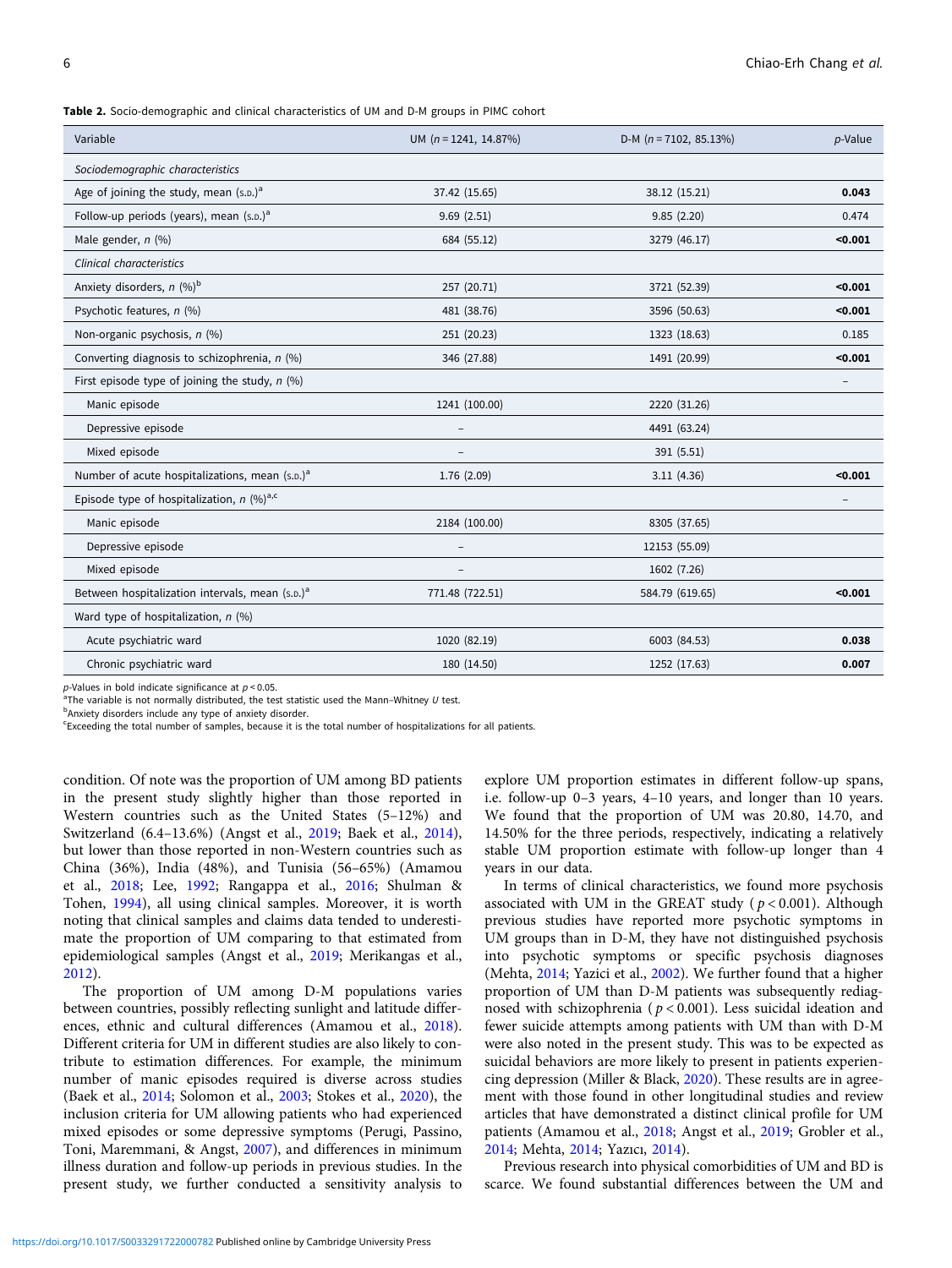**Table 2.** Socio-demographic and clinical characteristics of UM and D-M groups in PIMC cohort

| Variable | UM ($n$ = 1241, 14.87%) | D-M ($n$ = 7102, 85.13%) | $p$-Value |
|---|---|---|---|
| *Sociodemographic characteristics* | | | |
| Age of joining the study, mean (S.D.)[a] | 37.42 (15.65) | 38.12 (15.21) | **0.043** |
| Follow-up periods (years), mean (S.D.)[a] | 9.69 (2.51) | 9.85 (2.20) | 0.474 |
| Male gender, $n$ (%) | 684 (55.12) | 3279 (46.17) | **<0.001** |
| *Clinical characteristics* | | | |
| Anxiety disorders, $n$ (%)[b] | 257 (20.71) | 3721 (52.39) | **<0.001** |
| Psychotic features, $n$ (%) | 481 (38.76) | 3596 (50.63) | **<0.001** |
| Non-organic psychosis, $n$ (%) | 251 (20.23) | 1323 (18.63) | 0.185 |
| Converting diagnosis to schizophrenia, $n$ (%) | 346 (27.88) | 1491 (20.99) | **<0.001** |
| First episode type of joining the study, $n$ (%) | | | – |
| Manic episode | 1241 (100.00) | 2220 (31.26) | |
| Depressive episode | – | 4491 (63.24) | |
| Mixed episode | – | 391 (5.51) | |
| Number of acute hospitalizations, mean (S.D.)[a] | 1.76 (2.09) | 3.11 (4.36) | **<0.001** |
| Episode type of hospitalization, $n$ (%)[a,c] | | | – |
| Manic episode | 2184 (100.00) | 8305 (37.65) | |
| Depressive episode | – | 12153 (55.09) | |
| Mixed episode | – | 1602 (7.26) | |
| Between hospitalization intervals, mean (S.D.)[a] | 771.48 (722.51) | 584.79 (619.65) | **<0.001** |
| Ward type of hospitalization, $n$ (%) | | | |
| Acute psychiatric ward | 1020 (82.19) | 6003 (84.53) | **0.038** |
| Chronic psychiatric ward | 180 (14.50) | 1252 (17.63) | **0.007** |

$p$-Values in bold indicate significance at $p < 0.05$.
[a]The variable is not normally distributed, the test statistic used the Mann–Whitney $U$ test.
[b]Anxiety disorders include any type of anxiety disorder.
[c]Exceeding the total number of samples, because it is the total number of hospitalizations for all patients.

condition. Of note was the proportion of UM among BD patients in the present study slightly higher than those reported in Western countries such as the United States (5–12%) and Switzerland (6.4–13.6%) (Angst et al., 2019; Baek et al., 2014), but lower than those reported in non-Western countries such as China (36%), India (48%), and Tunisia (56–65%) (Amamou et al., 2018; Lee, 1992; Rangappa et al., 2016; Shulman & Tohen, 1994), all using clinical samples. Moreover, it is worth noting that clinical samples and claims data tended to underestimate the proportion of UM comparing to that estimated from epidemiological samples (Angst et al., 2019; Merikangas et al., 2012).

The proportion of UM among D-M populations varies between countries, possibly reflecting sunlight and latitude differences, ethnic and cultural differences (Amamou et al., 2018). Different criteria for UM in different studies are also likely to contribute to estimation differences. For example, the minimum number of manic episodes required is diverse across studies (Baek et al., 2014; Solomon et al., 2003; Stokes et al., 2020), the inclusion criteria for UM allowing patients who had experienced mixed episodes or some depressive symptoms (Perugi, Passino, Toni, Maremmani, & Angst, 2007), and differences in minimum illness duration and follow-up periods in previous studies. In the present study, we further conducted a sensitivity analysis to explore UM proportion estimates in different follow-up spans, i.e. follow-up 0–3 years, 4–10 years, and longer than 10 years. We found that the proportion of UM was 20.80, 14.70, and 14.50% for the three periods, respectively, indicating a relatively stable UM proportion estimate with follow-up longer than 4 years in our data.

In terms of clinical characteristics, we found more psychosis associated with UM in the GREAT study ($p < 0.001$). Although previous studies have reported more psychotic symptoms in UM groups than in D-M, they have not distinguished psychosis into psychotic symptoms or specific psychosis diagnoses (Mehta, 2014; Yazici et al., 2002). We further found that a higher proportion of UM than D-M patients was subsequently rediagnosed with schizophrenia ($p < 0.001$). Less suicidal ideation and fewer suicide attempts among patients with UM than with D-M were also noted in the present study. This was to be expected as suicidal behaviors are more likely to present in patients experiencing depression (Miller & Black, 2020). These results are in agreement with those found in other longitudinal studies and review articles that have demonstrated a distinct clinical profile for UM patients (Amamou et al., 2018; Angst et al., 2019; Grobler et al., 2014; Mehta, 2014; Yazıcı, 2014).

Previous research into physical comorbidities of UM and BD is scarce. We found substantial differences between the UM and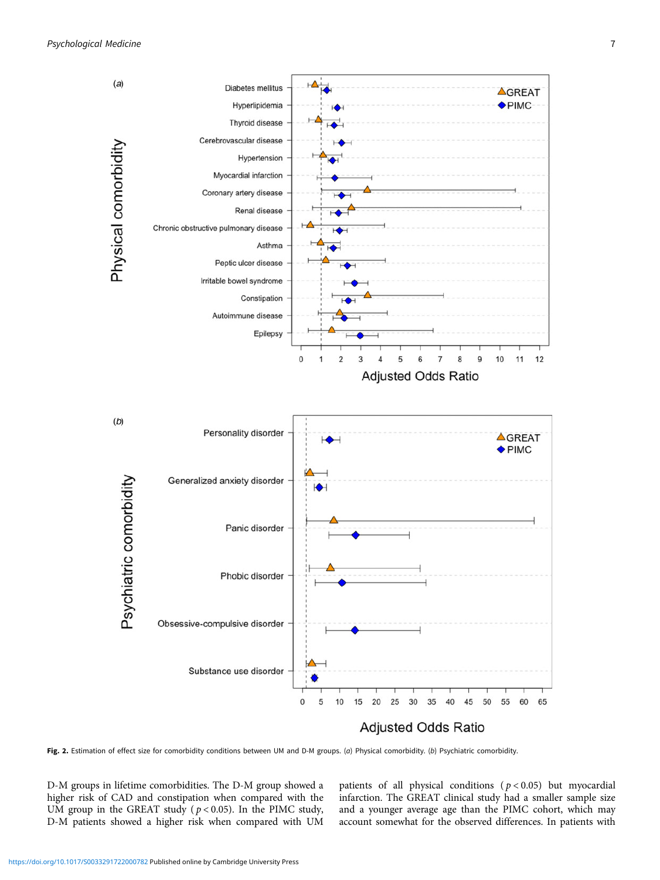**Fig. 2.** Estimation of effect size for comorbidity conditions between UM and D-M groups. (*a*) Physical comorbidity. (*b*) Psychiatric comorbidity.

D-M groups in lifetime comorbidities. The D-M group showed a higher risk of CAD and constipation when compared with the UM group in the GREAT study ($p < 0.05$). In the PIMC study, D-M patients showed a higher risk when compared with UM patients of all physical conditions ($p < 0.05$) but myocardial infarction. The GREAT clinical study had a smaller sample size and a younger average age than the PIMC cohort, which may account somewhat for the observed differences. In patients with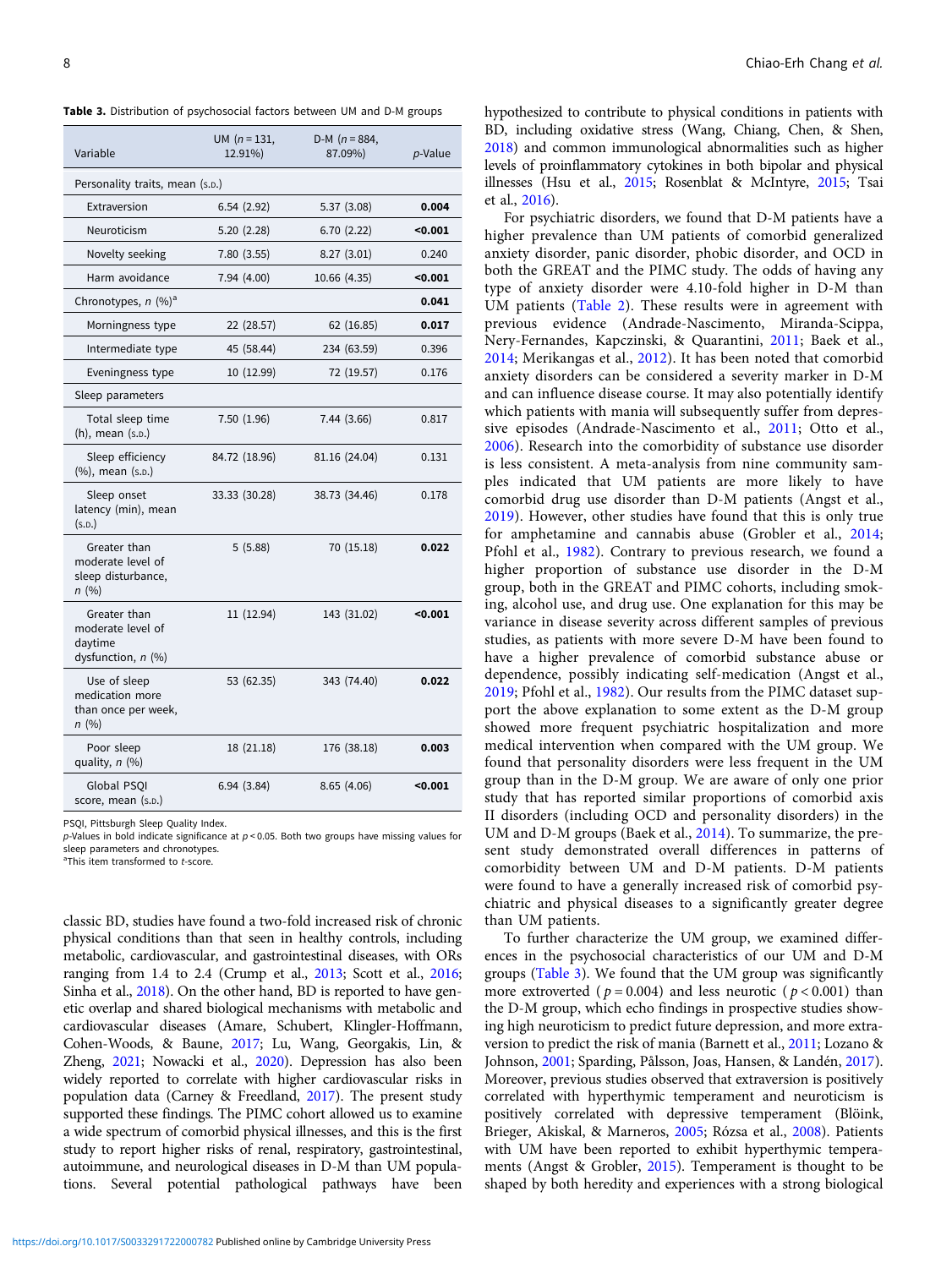**Table 3.** Distribution of psychosocial factors between UM and D-M groups

| Variable | UM ($n = 131$, 12.91%) | D-M ($n = 884$, 87.09%) | *p*-Value |
|---|---|---|---|
| Personality traits, mean (S.D.) | | | |
| Extraversion | 6.54 (2.92) | 5.37 (3.08) | **0.004** |
| Neuroticism | 5.20 (2.28) | 6.70 (2.22) | **<0.001** |
| Novelty seeking | 7.80 (3.55) | 8.27 (3.01) | 0.240 |
| Harm avoidance | 7.94 (4.00) | 10.66 (4.35) | **<0.001** |
| Chronotypes, *n* (%)[a] | | | **0.041** |
| Morningness type | 22 (28.57) | 62 (16.85) | **0.017** |
| Intermediate type | 45 (58.44) | 234 (63.59) | 0.396 |
| Eveningness type | 10 (12.99) | 72 (19.57) | 0.176 |
| Sleep parameters | | | |
| Total sleep time (h), mean (S.D.) | 7.50 (1.96) | 7.44 (3.66) | 0.817 |
| Sleep efficiency (%), mean (S.D.) | 84.72 (18.96) | 81.16 (24.04) | 0.131 |
| Sleep onset latency (min), mean (S.D.) | 33.33 (30.28) | 38.73 (34.46) | 0.178 |
| Greater than moderate level of sleep disturbance, *n* (%) | 5 (5.88) | 70 (15.18) | **0.022** |
| Greater than moderate level of daytime dysfunction, *n* (%) | 11 (12.94) | 143 (31.02) | **<0.001** |
| Use of sleep medication more than once per week, *n* (%) | 53 (62.35) | 343 (74.40) | **0.022** |
| Poor sleep quality, *n* (%) | 18 (21.18) | 176 (38.18) | **0.003** |
| Global PSQI score, mean (S.D.) | 6.94 (3.84) | 8.65 (4.06) | **<0.001** |

PSQI, Pittsburgh Sleep Quality Index.
*p*-Values in bold indicate significance at $p < 0.05$. Both two groups have missing values for sleep parameters and chronotypes.
[a]This item transformed to *t*-score.

classic BD, studies have found a two-fold increased risk of chronic physical conditions than that seen in healthy controls, including metabolic, cardiovascular, and gastrointestinal diseases, with ORs ranging from 1.4 to 2.4 (Crump et al., 2013; Scott et al., 2016; Sinha et al., 2018). On the other hand, BD is reported to have genetic overlap and shared biological mechanisms with metabolic and cardiovascular diseases (Amare, Schubert, Klingler-Hoffmann, Cohen-Woods, & Baune, 2017; Lu, Wang, Georgakis, Lin, & Zheng, 2021; Nowacki et al., 2020). Depression has also been widely reported to correlate with higher cardiovascular risks in population data (Carney & Freedland, 2017). The present study supported these findings. The PIMC cohort allowed us to examine a wide spectrum of comorbid physical illnesses, and this is the first study to report higher risks of renal, respiratory, gastrointestinal, autoimmune, and neurological diseases in D-M than UM populations. Several potential pathological pathways have been hypothesized to contribute to physical conditions in patients with BD, including oxidative stress (Wang, Chiang, Chen, & Shen, 2018) and common immunological abnormalities such as higher levels of proinflammatory cytokines in both bipolar and physical illnesses (Hsu et al., 2015; Rosenblat & McIntyre, 2015; Tsai et al., 2016).

For psychiatric disorders, we found that D-M patients have a higher prevalence than UM patients of comorbid generalized anxiety disorder, panic disorder, phobic disorder, and OCD in both the GREAT and the PIMC study. The odds of having any type of anxiety disorder were 4.10-fold higher in D-M than UM patients (Table 2). These results were in agreement with previous evidence (Andrade-Nascimento, Miranda-Scippa, Nery-Fernandes, Kapczinski, & Quarantini, 2011; Baek et al., 2014; Merikangas et al., 2012). It has been noted that comorbid anxiety disorders can be considered a severity marker in D-M and can influence disease course. It may also potentially identify which patients with mania will subsequently suffer from depressive episodes (Andrade-Nascimento et al., 2011; Otto et al., 2006). Research into the comorbidity of substance use disorder is less consistent. A meta-analysis from nine community samples indicated that UM patients are more likely to have comorbid drug use disorder than D-M patients (Angst et al., 2019). However, other studies have found that this is only true for amphetamine and cannabis abuse (Grobler et al., 2014; Pfohl et al., 1982). Contrary to previous research, we found a higher proportion of substance use disorder in the D-M group, both in the GREAT and PIMC cohorts, including smoking, alcohol use, and drug use. One explanation for this may be variance in disease severity across different samples of previous studies, as patients with more severe D-M have been found to have a higher prevalence of comorbid substance abuse or dependence, possibly indicating self-medication (Angst et al., 2019; Pfohl et al., 1982). Our results from the PIMC dataset support the above explanation to some extent as the D-M group showed more frequent psychiatric hospitalization and more medical intervention when compared with the UM group. We found that personality disorders were less frequent in the UM group than in the D-M group. We are aware of only one prior study that has reported similar proportions of comorbid axis II disorders (including OCD and personality disorders) in the UM and D-M groups (Baek et al., 2014). To summarize, the present study demonstrated overall differences in patterns of comorbidity between UM and D-M patients. D-M patients were found to have a generally increased risk of comorbid psychiatric and physical diseases to a significantly greater degree than UM patients.

To further characterize the UM group, we examined differences in the psychosocial characteristics of our UM and D-M groups (Table 3). We found that the UM group was significantly more extroverted ($p = 0.004$) and less neurotic ($p < 0.001$) than the D-M group, which echo findings in prospective studies showing high neuroticism to predict future depression, and more extraversion to predict the risk of mania (Barnett et al., 2011; Lozano & Johnson, 2001; Sparding, Pålsson, Joas, Hansen, & Landén, 2017). Moreover, previous studies observed that extraversion is positively correlated with hyperthymic temperament and neuroticism is positively correlated with depressive temperament (Blöink, Brieger, Akiskal, & Marneros, 2005; Rózsa et al., 2008). Patients with UM have been reported to exhibit hyperthymic temperaments (Angst & Grobler, 2015). Temperament is thought to be shaped by both heredity and experiences with a strong biological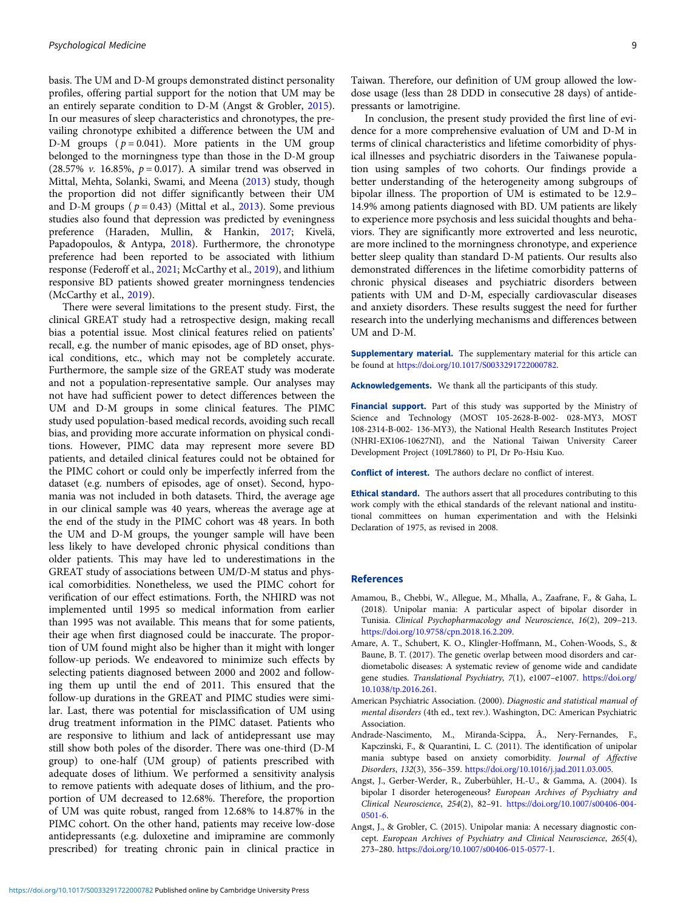basis. The UM and D-M groups demonstrated distinct personality profiles, offering partial support for the notion that UM may be an entirely separate condition to D-M (Angst & Grobler, 2015). In our measures of sleep characteristics and chronotypes, the prevailing chronotype exhibited a difference between the UM and D-M groups ($p = 0.041$). More patients in the UM group belonged to the morningness type than those in the D-M group (28.57% *v.* 16.85%, $p = 0.017$). A similar trend was observed in Mittal, Mehta, Solanki, Swami, and Meena (2013) study, though the proportion did not differ significantly between their UM and D-M groups ($p = 0.43$) (Mittal et al., 2013). Some previous studies also found that depression was predicted by eveningness preference (Haraden, Mullin, & Hankin, 2017; Kivelä, Papadopoulos, & Antypa, 2018). Furthermore, the chronotype preference had been reported to be associated with lithium response (Federoff et al., 2021; McCarthy et al., 2019), and lithium responsive BD patients showed greater morningness tendencies (McCarthy et al., 2019).

There were several limitations to the present study. First, the clinical GREAT study had a retrospective design, making recall bias a potential issue. Most clinical features relied on patients' recall, e.g. the number of manic episodes, age of BD onset, physical conditions, etc., which may not be completely accurate. Furthermore, the sample size of the GREAT study was moderate and not a population-representative sample. Our analyses may not have had sufficient power to detect differences between the UM and D-M groups in some clinical features. The PIMC study used population-based medical records, avoiding such recall bias, and providing more accurate information on physical conditions. However, PIMC data may represent more severe BD patients, and detailed clinical features could not be obtained for the PIMC cohort or could only be imperfectly inferred from the dataset (e.g. numbers of episodes, age of onset). Second, hypomania was not included in both datasets. Third, the average age in our clinical sample was 40 years, whereas the average age at the end of the study in the PIMC cohort was 48 years. In both the UM and D-M groups, the younger sample will have been less likely to have developed chronic physical conditions than older patients. This may have led to underestimations in the GREAT study of associations between UM/D-M status and physical comorbidities. Nonetheless, we used the PIMC cohort for verification of our effect estimations. Forth, the NHIRD was not implemented until 1995 so medical information from earlier than 1995 was not available. This means that for some patients, their age when first diagnosed could be inaccurate. The proportion of UM found might also be higher than it might with longer follow-up periods. We endeavored to minimize such effects by selecting patients diagnosed between 2000 and 2002 and following them up until the end of 2011. This ensured that the follow-up durations in the GREAT and PIMC studies were similar. Last, there was potential for misclassification of UM using drug treatment information in the PIMC dataset. Patients who are responsive to lithium and lack of antidepressant use may still show both poles of the disorder. There was one-third (D-M group) to one-half (UM group) of patients prescribed with adequate doses of lithium. We performed a sensitivity analysis to remove patients with adequate doses of lithium, and the proportion of UM decreased to 12.68%. Therefore, the proportion of UM was quite robust, ranged from 12.68% to 14.87% in the PIMC cohort. On the other hand, patients may receive low-dose antidepressants (e.g. duloxetine and imipramine are commonly prescribed) for treating chronic pain in clinical practice in Taiwan. Therefore, our definition of UM group allowed the low-dose usage (less than 28 DDD in consecutive 28 days) of antidepressants or lamotrigine.

In conclusion, the present study provided the first line of evidence for a more comprehensive evaluation of UM and D-M in terms of clinical characteristics and lifetime comorbidity of physical illnesses and psychiatric disorders in the Taiwanese population using samples of two cohorts. Our findings provide a better understanding of the heterogeneity among subgroups of bipolar illness. The proportion of UM is estimated to be 12.9–14.9% among patients diagnosed with BD. UM patients are likely to experience more psychosis and less suicidal thoughts and behaviors. They are significantly more extroverted and less neurotic, are more inclined to the morningness chronotype, and experience better sleep quality than standard D-M patients. Our results also demonstrated differences in the lifetime comorbidity patterns of chronic physical diseases and psychiatric disorders between patients with UM and D-M, especially cardiovascular diseases and anxiety disorders. These results suggest the need for further research into the underlying mechanisms and differences between UM and D-M.

**Supplementary material.** The supplementary material for this article can be found at https://doi.org/10.1017/S0033291722000782.

**Acknowledgements.** We thank all the participants of this study.

**Financial support.** Part of this study was supported by the Ministry of Science and Technology (MOST 105-2628-B-002- 028-MY3, MOST 108-2314-B-002- 136-MY3), the National Health Research Institutes Project (NHRI-EX106-10627NI), and the National Taiwan University Career Development Project (109L7860) to PI, Dr Po-Hsiu Kuo.

**Conflict of interest.** The authors declare no conflict of interest.

**Ethical standard.** The authors assert that all procedures contributing to this work comply with the ethical standards of the relevant national and institutional committees on human experimentation and with the Helsinki Declaration of 1975, as revised in 2008.

## References

Amamou, B., Chebbi, W., Allegue, M., Mhalla, A., Zaafrane, F., & Gaha, L. (2018). Unipolar mania: A particular aspect of bipolar disorder in Tunisia. *Clinical Psychopharmacology and Neuroscience*, *16*(2), 209–213. https://doi.org/10.9758/cpn.2018.16.2.209.

Amare, A. T., Schubert, K. O., Klingler-Hoffmann, M., Cohen-Woods, S., & Baune, B. T. (2017). The genetic overlap between mood disorders and cardiometabolic diseases: A systematic review of genome wide and candidate gene studies. *Translational Psychiatry*, *7*(1), e1007–e1007. https://doi.org/10.1038/tp.2016.261.

American Psychiatric Association. (2000). *Diagnostic and statistical manual of mental disorders* (4th ed., text rev.). Washington, DC: American Psychiatric Association.

Andrade-Nascimento, M., Miranda-Scippa, Â., Nery-Fernandes, F., Kapczinski, F., & Quarantini, L. C. (2011). The identification of unipolar mania subtype based on anxiety comorbidity. *Journal of Affective Disorders*, *132*(3), 356–359. https://doi.org/10.1016/j.jad.2011.03.005.

Angst, J., Gerber-Werder, R., Zuberbühler, H.-U., & Gamma, A. (2004). Is bipolar I disorder heterogeneous? *European Archives of Psychiatry and Clinical Neuroscience*, *254*(2), 82–91. https://doi.org/10.1007/s00406-004-0501-6.

Angst, J., & Grobler, C. (2015). Unipolar mania: A necessary diagnostic concept. *European Archives of Psychiatry and Clinical Neuroscience*, *265*(4), 273–280. https://doi.org/10.1007/s00406-015-0577-1.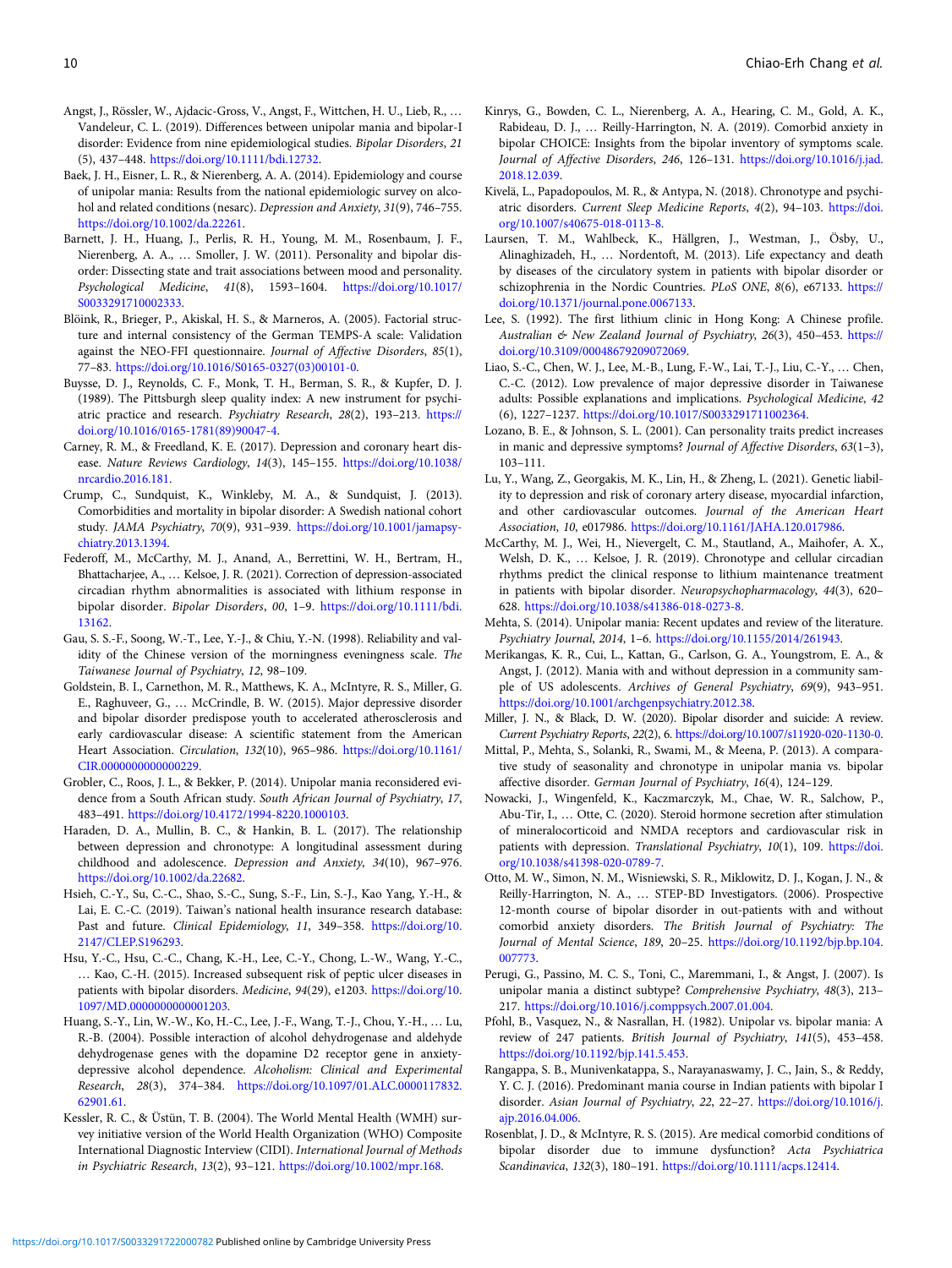Angst, J., Rössler, W., Ajdacic-Gross, V., Angst, F., Wittchen, H. U., Lieb, R., … Vandeleur, C. L. (2019). Differences between unipolar mania and bipolar-I disorder: Evidence from nine epidemiological studies. *Bipolar Disorders*, *21* (5), 437–448. https://doi.org/10.1111/bdi.12732.

Baek, J. H., Eisner, L. R., & Nierenberg, A. A. (2014). Epidemiology and course of unipolar mania: Results from the national epidemiologic survey on alcohol and related conditions (nesarc). *Depression and Anxiety*, *31*(9), 746–755. https://doi.org/10.1002/da.22261.

Barnett, J. H., Huang, J., Perlis, R. H., Young, M. M., Rosenbaum, J. F., Nierenberg, A. A., … Smoller, J. W. (2011). Personality and bipolar disorder: Dissecting state and trait associations between mood and personality. *Psychological Medicine*, *41*(8), 1593–1604. https://doi.org/10.1017/S0033291710002333.

Blöink, R., Brieger, P., Akiskal, H. S., & Marneros, A. (2005). Factorial structure and internal consistency of the German TEMPS-A scale: Validation against the NEO-FFI questionnaire. *Journal of Affective Disorders*, *85*(1), 77–83. https://doi.org/10.1016/S0165-0327(03)00101-0.

Buysse, D. J., Reynolds, C. F., Monk, T. H., Berman, S. R., & Kupfer, D. J. (1989). The Pittsburgh sleep quality index: A new instrument for psychiatric practice and research. *Psychiatry Research*, *28*(2), 193–213. https://doi.org/10.1016/0165-1781(89)90047-4.

Carney, R. M., & Freedland, K. E. (2017). Depression and coronary heart disease. *Nature Reviews Cardiology*, *14*(3), 145–155. https://doi.org/10.1038/nrcardio.2016.181.

Crump, C., Sundquist, K., Winkleby, M. A., & Sundquist, J. (2013). Comorbidities and mortality in bipolar disorder: A Swedish national cohort study. *JAMA Psychiatry*, *70*(9), 931–939. https://doi.org/10.1001/jamapsychiatry.2013.1394.

Federoff, M., McCarthy, M. J., Anand, A., Berrettini, W. H., Bertram, H., Bhattacharjee, A., … Kelsoe, J. R. (2021). Correction of depression-associated circadian rhythm abnormalities is associated with lithium response in bipolar disorder. *Bipolar Disorders*, *00*, 1–9. https://doi.org/10.1111/bdi.13162.

Gau, S. S.-F., Soong, W.-T., Lee, Y.-J., & Chiu, Y.-N. (1998). Reliability and validity of the Chinese version of the morningness eveningness scale. *The Taiwanese Journal of Psychiatry*, *12*, 98–109.

Goldstein, B. I., Carnethon, M. R., Matthews, K. A., McIntyre, R. S., Miller, G. E., Raghuveer, G., … McCrindle, B. W. (2015). Major depressive disorder and bipolar disorder predispose youth to accelerated atherosclerosis and early cardiovascular disease: A scientific statement from the American Heart Association. *Circulation*, *132*(10), 965–986. https://doi.org/10.1161/CIR.0000000000000229.

Grobler, C., Roos, J. L., & Bekker, P. (2014). Unipolar mania reconsidered evidence from a South African study. *South African Journal of Psychiatry*, *17*, 483–491. https://doi.org/10.4172/1994-8220.1000103.

Haraden, D. A., Mullin, B. C., & Hankin, B. L. (2017). The relationship between depression and chronotype: A longitudinal assessment during childhood and adolescence. *Depression and Anxiety*, *34*(10), 967–976. https://doi.org/10.1002/da.22682.

Hsieh, C.-Y., Su, C.-C., Shao, S.-C., Sung, S.-F., Lin, S.-J., Kao Yang, Y.-H., & Lai, E. C.-C. (2019). Taiwan's national health insurance research database: Past and future. *Clinical Epidemiology*, *11*, 349–358. https://doi.org/10.2147/CLEP.S196293.

Hsu, Y.-C., Hsu, C.-C., Chang, K.-H., Lee, C.-Y., Chong, L.-W., Wang, Y.-C., … Kao, C.-H. (2015). Increased subsequent risk of peptic ulcer diseases in patients with bipolar disorders. *Medicine*, *94*(29), e1203. https://doi.org/10.1097/MD.0000000000001203.

Huang, S.-Y., Lin, W.-W., Ko, H.-C., Lee, J.-F., Wang, T.-J., Chou, Y.-H., … Lu, R.-B. (2004). Possible interaction of alcohol dehydrogenase and aldehyde dehydrogenase genes with the dopamine D2 receptor gene in anxiety-depressive alcohol dependence. *Alcoholism: Clinical and Experimental Research*, *28*(3), 374–384. https://doi.org/10.1097/01.ALC.0000117832.62901.61.

Kessler, R. C., & Üstün, T. B. (2004). The World Mental Health (WMH) survey initiative version of the World Health Organization (WHO) Composite International Diagnostic Interview (CIDI). *International Journal of Methods in Psychiatric Research*, *13*(2), 93–121. https://doi.org/10.1002/mpr.168.

Kinrys, G., Bowden, C. L., Nierenberg, A. A., Hearing, C. M., Gold, A. K., Rabideau, D. J., … Reilly-Harrington, N. A. (2019). Comorbid anxiety in bipolar CHOICE: Insights from the bipolar inventory of symptoms scale. *Journal of Affective Disorders*, *246*, 126–131. https://doi.org/10.1016/j.jad.2018.12.039.

Kivelä, L., Papadopoulos, M. R., & Antypa, N. (2018). Chronotype and psychiatric disorders. *Current Sleep Medicine Reports*, *4*(2), 94–103. https://doi.org/10.1007/s40675-018-0113-8.

Laursen, T. M., Wahlbeck, K., Hällgren, J., Westman, J., Ösby, U., Alinaghizadeh, H., … Nordentoft, M. (2013). Life expectancy and death by diseases of the circulatory system in patients with bipolar disorder or schizophrenia in the Nordic Countries. *PLoS ONE*, *8*(6), e67133. https://doi.org/10.1371/journal.pone.0067133.

Lee, S. (1992). The first lithium clinic in Hong Kong: A Chinese profile. *Australian & New Zealand Journal of Psychiatry*, *26*(3), 450–453. https://doi.org/10.3109/00048679209072069.

Liao, S.-C., Chen, W. J., Lee, M.-B., Lung, F.-W., Lai, T.-J., Liu, C.-Y., … Chen, C.-C. (2012). Low prevalence of major depressive disorder in Taiwanese adults: Possible explanations and implications. *Psychological Medicine*, *42* (6), 1227–1237. https://doi.org/10.1017/S0033291711002364.

Lozano, B. E., & Johnson, S. L. (2001). Can personality traits predict increases in manic and depressive symptoms? *Journal of Affective Disorders*, *63*(1–3), 103–111.

Lu, Y., Wang, Z., Georgakis, M. K., Lin, H., & Zheng, L. (2021). Genetic liability to depression and risk of coronary artery disease, myocardial infarction, and other cardiovascular outcomes. *Journal of the American Heart Association*, *10*, e017986. https://doi.org/10.1161/JAHA.120.017986.

McCarthy, M. J., Wei, H., Nievergelt, C. M., Stautland, A., Maihofer, A. X., Welsh, D. K., … Kelsoe, J. R. (2019). Chronotype and cellular circadian rhythms predict the clinical response to lithium maintenance treatment in patients with bipolar disorder. *Neuropsychopharmacology*, *44*(3), 620–628. https://doi.org/10.1038/s41386-018-0273-8.

Mehta, S. (2014). Unipolar mania: Recent updates and review of the literature. *Psychiatry Journal*, *2014*, 1–6. https://doi.org/10.1155/2014/261943.

Merikangas, K. R., Cui, L., Kattan, G., Carlson, G. A., Youngstrom, E. A., & Angst, J. (2012). Mania with and without depression in a community sample of US adolescents. *Archives of General Psychiatry*, *69*(9), 943–951. https://doi.org/10.1001/archgenpsychiatry.2012.38.

Miller, J. N., & Black, D. W. (2020). Bipolar disorder and suicide: A review. *Current Psychiatry Reports*, *22*(2), 6. https://doi.org/10.1007/s11920-020-1130-0.

Mittal, P., Mehta, S., Solanki, R., Swami, M., & Meena, P. (2013). A comparative study of seasonality and chronotype in unipolar mania vs. bipolar affective disorder. *German Journal of Psychiatry*, *16*(4), 124–129.

Nowacki, J., Wingenfeld, K., Kaczmarczyk, M., Chae, W. R., Salchow, P., Abu-Tir, I., … Otte, C. (2020). Steroid hormone secretion after stimulation of mineralocorticoid and NMDA receptors and cardiovascular risk in patients with depression. *Translational Psychiatry*, *10*(1), 109. https://doi.org/10.1038/s41398-020-0789-7.

Otto, M. W., Simon, N. M., Wisniewski, S. R., Miklowitz, D. J., Kogan, J. N., & Reilly-Harrington, N. A., … STEP-BD Investigators. (2006). Prospective 12-month course of bipolar disorder in out-patients with and without comorbid anxiety disorders. *The British Journal of Psychiatry: The Journal of Mental Science*, *189*, 20–25. https://doi.org/10.1192/bjp.bp.104.007773.

Perugi, G., Passino, M. C. S., Toni, C., Maremmani, I., & Angst, J. (2007). Is unipolar mania a distinct subtype? *Comprehensive Psychiatry*, *48*(3), 213–217. https://doi.org/10.1016/j.comppsych.2007.01.004.

Pfohl, B., Vasquez, N., & Nasrallan, H. (1982). Unipolar vs. bipolar mania: A review of 247 patients. *British Journal of Psychiatry*, *141*(5), 453–458. https://doi.org/10.1192/bjp.141.5.453.

Rangappa, S. B., Munivenkatappa, S., Narayanaswamy, J. C., Jain, S., & Reddy, Y. C. J. (2016). Predominant mania course in Indian patients with bipolar I disorder. *Asian Journal of Psychiatry*, *22*, 22–27. https://doi.org/10.1016/j.ajp.2016.04.006.

Rosenblat, J. D., & McIntyre, R. S. (2015). Are medical comorbid conditions of bipolar disorder due to immune dysfunction? *Acta Psychiatrica Scandinavica*, *132*(3), 180–191. https://doi.org/10.1111/acps.12414.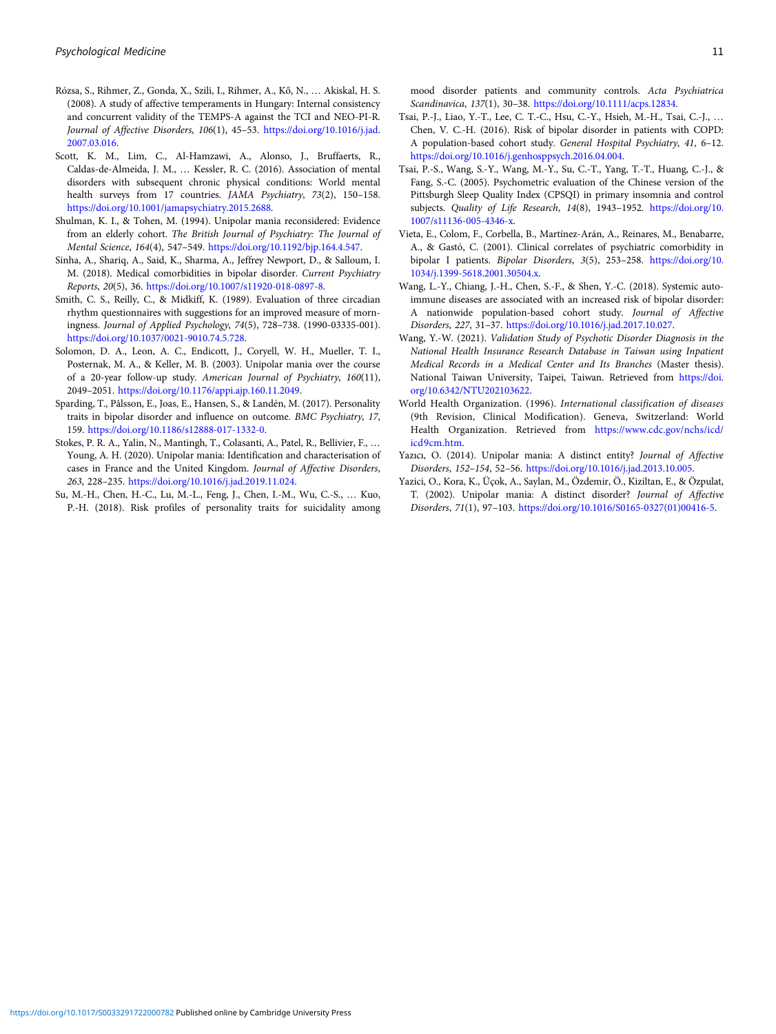Rózsa, S., Rihmer, Z., Gonda, X., Szili, I., Rihmer, A., Kő, N., … Akiskal, H. S. (2008). A study of affective temperaments in Hungary: Internal consistency and concurrent validity of the TEMPS-A against the TCI and NEO-PI-R. *Journal of Affective Disorders*, *106*(1), 45–53. https://doi.org/10.1016/j.jad.2007.03.016.

Scott, K. M., Lim, C., Al-Hamzawi, A., Alonso, J., Bruffaerts, R., Caldas-de-Almeida, J. M., … Kessler, R. C. (2016). Association of mental disorders with subsequent chronic physical conditions: World mental health surveys from 17 countries. *JAMA Psychiatry*, *73*(2), 150–158. https://doi.org/10.1001/jamapsychiatry.2015.2688.

Shulman, K. I., & Tohen, M. (1994). Unipolar mania reconsidered: Evidence from an elderly cohort. *The British Journal of Psychiatry: The Journal of Mental Science*, *164*(4), 547–549. https://doi.org/10.1192/bjp.164.4.547.

Sinha, A., Shariq, A., Said, K., Sharma, A., Jeffrey Newport, D., & Salloum, I. M. (2018). Medical comorbidities in bipolar disorder. *Current Psychiatry Reports*, *20*(5), 36. https://doi.org/10.1007/s11920-018-0897-8.

Smith, C. S., Reilly, C., & Midkiff, K. (1989). Evaluation of three circadian rhythm questionnaires with suggestions for an improved measure of morningness. *Journal of Applied Psychology*, *74*(5), 728–738. (1990-03335-001). https://doi.org/10.1037/0021-9010.74.5.728.

Solomon, D. A., Leon, A. C., Endicott, J., Coryell, W. H., Mueller, T. I., Posternak, M. A., & Keller, M. B. (2003). Unipolar mania over the course of a 20-year follow-up study. *American Journal of Psychiatry*, *160*(11), 2049–2051. https://doi.org/10.1176/appi.ajp.160.11.2049.

Sparding, T., Pålsson, E., Joas, E., Hansen, S., & Landén, M. (2017). Personality traits in bipolar disorder and influence on outcome. *BMC Psychiatry*, *17*, 159. https://doi.org/10.1186/s12888-017-1332-0.

Stokes, P. R. A., Yalin, N., Mantingh, T., Colasanti, A., Patel, R., Bellivier, F., … Young, A. H. (2020). Unipolar mania: Identification and characterisation of cases in France and the United Kingdom. *Journal of Affective Disorders*, *263*, 228–235. https://doi.org/10.1016/j.jad.2019.11.024.

Su, M.-H., Chen, H.-C., Lu, M.-L., Feng, J., Chen, I.-M., Wu, C.-S., … Kuo, P.-H. (2018). Risk profiles of personality traits for suicidality among mood disorder patients and community controls. *Acta Psychiatrica Scandinavica*, *137*(1), 30–38. https://doi.org/10.1111/acps.12834.

Tsai, P.-J., Liao, Y.-T., Lee, C. T.-C., Hsu, C.-Y., Hsieh, M.-H., Tsai, C.-J., … Chen, V. C.-H. (2016). Risk of bipolar disorder in patients with COPD: A population-based cohort study. *General Hospital Psychiatry*, *41*, 6–12. https://doi.org/10.1016/j.genhosppsych.2016.04.004.

Tsai, P.-S., Wang, S.-Y., Wang, M.-Y., Su, C.-T., Yang, T.-T., Huang, C.-J., & Fang, S.-C. (2005). Psychometric evaluation of the Chinese version of the Pittsburgh Sleep Quality Index (CPSQI) in primary insomnia and control subjects. *Quality of Life Research*, *14*(8), 1943–1952. https://doi.org/10.1007/s11136-005-4346-x.

Vieta, E., Colom, F., Corbella, B., Martínez-Arán, A., Reinares, M., Benabarre, A., & Gastó, C. (2001). Clinical correlates of psychiatric comorbidity in bipolar I patients. *Bipolar Disorders*, *3*(5), 253–258. https://doi.org/10.1034/j.1399-5618.2001.30504.x.

Wang, L.-Y., Chiang, J.-H., Chen, S.-F., & Shen, Y.-C. (2018). Systemic autoimmune diseases are associated with an increased risk of bipolar disorder: A nationwide population-based cohort study. *Journal of Affective Disorders*, *227*, 31–37. https://doi.org/10.1016/j.jad.2017.10.027.

Wang, Y.-W. (2021). *Validation Study of Psychotic Disorder Diagnosis in the National Health Insurance Research Database in Taiwan using Inpatient Medical Records in a Medical Center and Its Branches* (Master thesis). National Taiwan University, Taipei, Taiwan. Retrieved from https://doi.org/10.6342/NTU202103622.

World Health Organization. (1996). *International classification of diseases* (9th Revision, Clinical Modification). Geneva, Switzerland: World Health Organization. Retrieved from https://www.cdc.gov/nchs/icd/icd9cm.htm.

Yazıcı, O. (2014). Unipolar mania: A distinct entity? *Journal of Affective Disorders*, *152–154*, 52–56. https://doi.org/10.1016/j.jad.2013.10.005.

Yazici, O., Kora, K., Üçok, A., Saylan, M., Özdemir, Ö., Kiziltan, E., & Özpulat, T. (2002). Unipolar mania: A distinct disorder? *Journal of Affective Disorders*, *71*(1), 97–103. https://doi.org/10.1016/S0165-0327(01)00416-5.